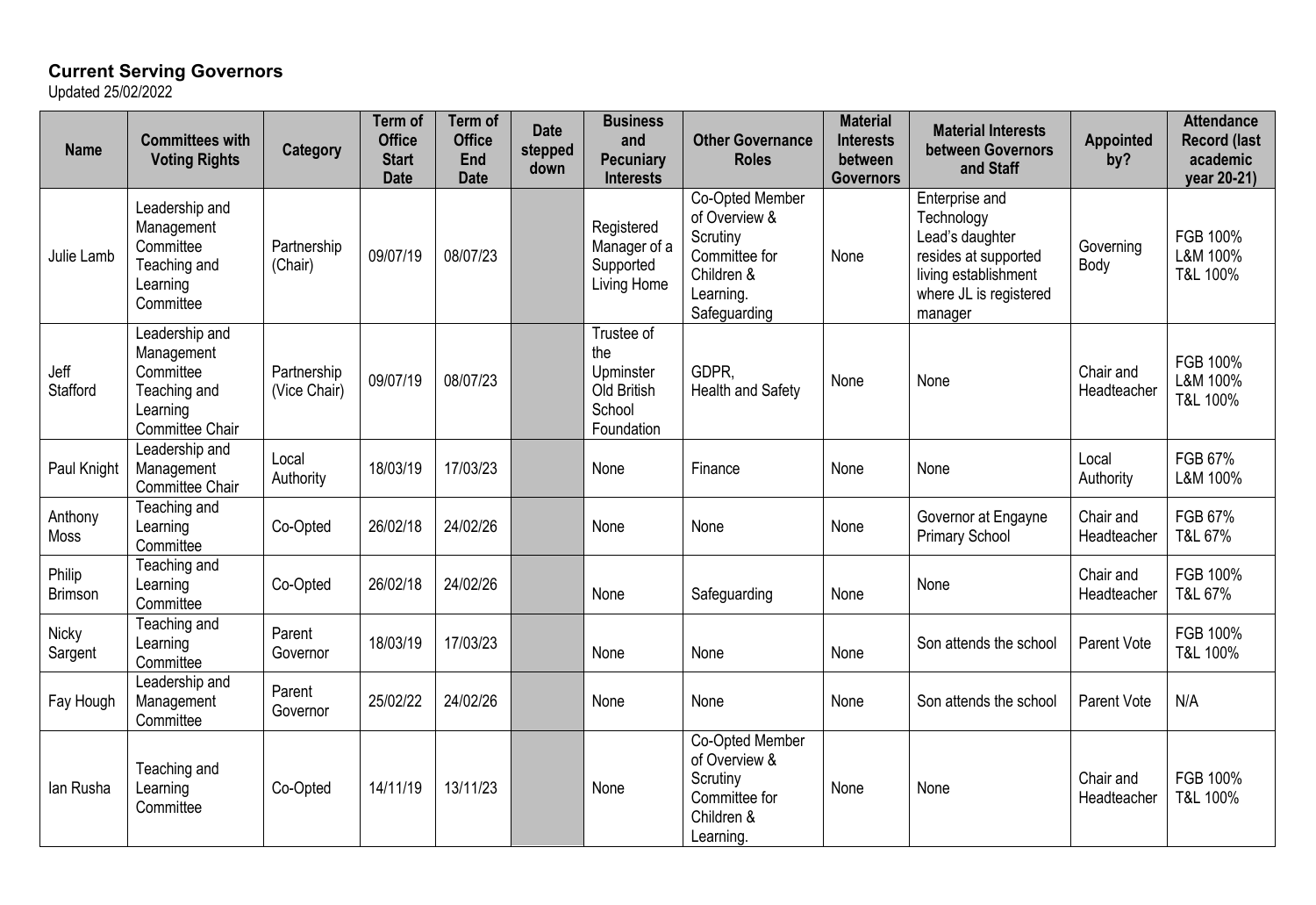# Current Serving Governors

Updated 25/02/2022

| Name | Committees with Voting Rights | Category | Term of Office Start Date | Term of Office End Date | Date stepped down | Business and Pecuniary Interests | Other Governance Roles | Material Interests between Governors | Material Interests between Governors and Staff | Appointed by? | Attendance Record (last academic year 20-21) |
|---|---|---|---|---|---|---|---|---|---|---|---|
| Julie Lamb | Leadership and Management Committee Teaching and Learning Committee | Partnership (Chair) | 09/07/19 | 08/07/23 | | Registered Manager of a Supported Living Home | Co-Opted Member of Overview & Scrutiny Committee for Children & Learning. Safeguarding | None | Enterprise and Technology Lead's daughter resides at supported living establishment where JL is registered manager | Governing Body | FGB 100% L&M 100% T&L 100% |
| Jeff Stafford | Leadership and Management Committee Teaching and Learning Committee Chair | Partnership (Vice Chair) | 09/07/19 | 08/07/23 | | Trustee of the Upminster Old British School Foundation | GDPR, Health and Safety | None | None | Chair and Headteacher | FGB 100% L&M 100% T&L 100% |
| Paul Knight | Leadership and Management Committee Chair | Local Authority | 18/03/19 | 17/03/23 | | None | Finance | None | None | Local Authority | FGB 67% L&M 100% |
| Anthony Moss | Teaching and Learning Committee | Co-Opted | 26/02/18 | 24/02/26 | | None | None | None | Governor at Engayne Primary School | Chair and Headteacher | FGB 67% T&L 67% |
| Philip Brimson | Teaching and Learning Committee | Co-Opted | 26/02/18 | 24/02/26 | | None | Safeguarding | None | None | Chair and Headteacher | FGB 100% T&L 67% |
| Nicky Sargent | Teaching and Learning Committee | Parent Governor | 18/03/19 | 17/03/23 | | None | None | None | Son attends the school | Parent Vote | FGB 100% T&L 100% |
| Fay Hough | Leadership and Management Committee | Parent Governor | 25/02/22 | 24/02/26 | | None | None | None | Son attends the school | Parent Vote | N/A |
| Ian Rusha | Teaching and Learning Committee | Co-Opted | 14/11/19 | 13/11/23 | | None | Co-Opted Member of Overview & Scrutiny Committee for Children & Learning. | None | None | Chair and Headteacher | FGB 100% T&L 100% |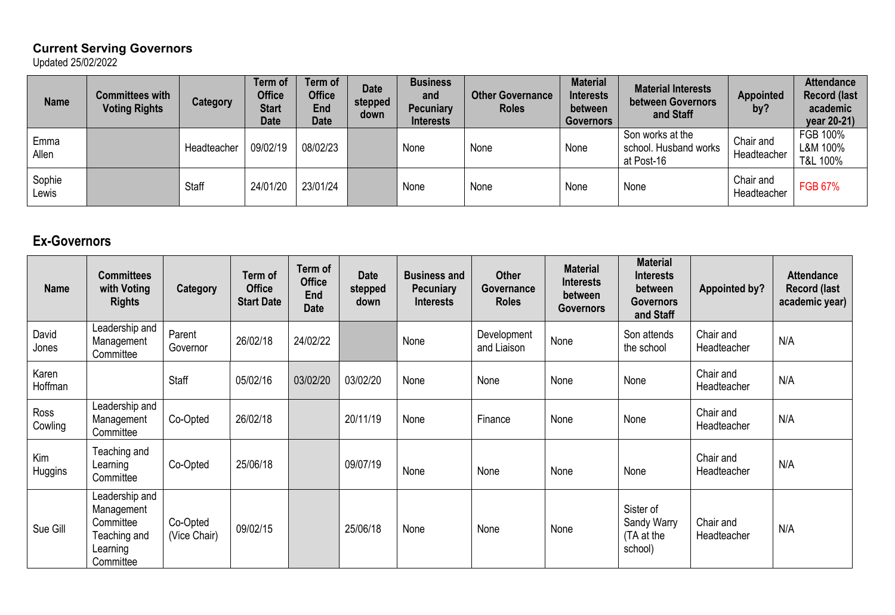## Current Serving Governors

Updated 25/02/2022

| Name | Committees with Voting Rights | Category | Term of Office Start Date | Term of Office End Date | Date stepped down | Business and Pecuniary Interests | Other Governance Roles | Material Interests between Governors | Material Interests between Governors and Staff | Appointed by? | Attendance Record (last academic year 20-21) |
|---|---|---|---|---|---|---|---|---|---|---|---|
| Emma Allen | | Headteacher | 09/02/19 | 08/02/23 | | None | None | None | Son works at the school. Husband works at Post-16 | Chair and Headteacher | FGB 100%<br>L&M 100%<br>T&L 100% |
| Sophie Lewis | | Staff | 24/01/20 | 23/01/24 | | None | None | None | None | Chair and Headteacher | FGB 67% |

## Ex-Governors

| Name | Committees with Voting Rights | Category | Term of Office Start Date | Term of Office End Date | Date stepped down | Business and Pecuniary Interests | Other Governance Roles | Material Interests between Governors | Material Interests between Governors and Staff | Appointed by? | Attendance Record (last academic year) |
|---|---|---|---|---|---|---|---|---|---|---|---|
| David Jones | Leadership and Management Committee | Parent Governor | 26/02/18 | 24/02/22 | | None | Development and Liaison | None | Son attends the school | Chair and Headteacher | N/A |
| Karen Hoffman | | Staff | 05/02/16 | 03/02/20 | 03/02/20 | None | None | None | None | Chair and Headteacher | N/A |
| Ross Cowling | Leadership and Management Committee | Co-Opted | 26/02/18 | | 20/11/19 | None | Finance | None | None | Chair and Headteacher | N/A |
| Kim Huggins | Teaching and Learning Committee | Co-Opted | 25/06/18 | | 09/07/19 | None | None | None | None | Chair and Headteacher | N/A |
| Sue Gill | Leadership and Management Committee<br>Teaching and Learning Committee | Co-Opted (Vice Chair) | 09/02/15 | | 25/06/18 | None | None | None | Sister of Sandy Warry (TA at the school) | Chair and Headteacher | N/A |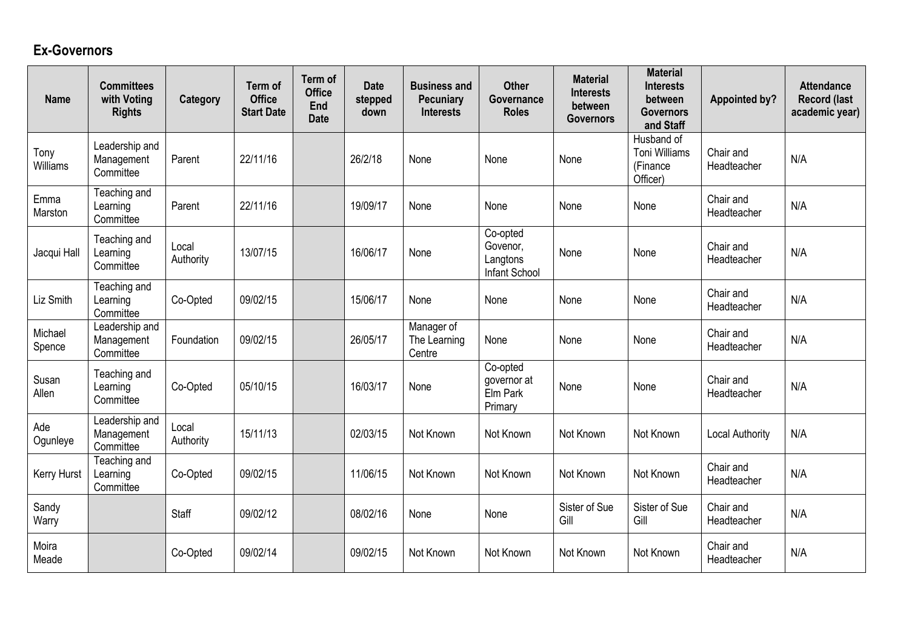## Ex-Governors

| Name | Committees with Voting Rights | Category | Term of Office Start Date | Term of Office End Date | Date stepped down | Business and Pecuniary Interests | Other Governance Roles | Material Interests between Governors | Material Interests between Governors and Staff | Appointed by? | Attendance Record (last academic year) |
|---|---|---|---|---|---|---|---|---|---|---|---|
| Tony Williams | Leadership and Management Committee | Parent | 22/11/16 | | 26/2/18 | None | None | None | Husband of Toni Williams (Finance Officer) | Chair and Headteacher | N/A |
| Emma Marston | Teaching and Learning Committee | Parent | 22/11/16 | | 19/09/17 | None | None | None | None | Chair and Headteacher | N/A |
| Jacqui Hall | Teaching and Learning Committee | Local Authority | 13/07/15 | | 16/06/17 | None | Co-opted Govenor, Langtons Infant School | None | None | Chair and Headteacher | N/A |
| Liz Smith | Teaching and Learning Committee | Co-Opted | 09/02/15 | | 15/06/17 | None | None | None | None | Chair and Headteacher | N/A |
| Michael Spence | Leadership and Management Committee | Foundation | 09/02/15 | | 26/05/17 | Manager of The Learning Centre | None | None | None | Chair and Headteacher | N/A |
| Susan Allen | Teaching and Learning Committee | Co-Opted | 05/10/15 | | 16/03/17 | None | Co-opted governor at Elm Park Primary | None | None | Chair and Headteacher | N/A |
| Ade Ogunleye | Leadership and Management Committee | Local Authority | 15/11/13 | | 02/03/15 | Not Known | Not Known | Not Known | Not Known | Local Authority | N/A |
| Kerry Hurst | Teaching and Learning Committee | Co-Opted | 09/02/15 | | 11/06/15 | Not Known | Not Known | Not Known | Not Known | Chair and Headteacher | N/A |
| Sandy Warry | | Staff | 09/02/12 | | 08/02/16 | None | None | Sister of Sue Gill | Sister of Sue Gill | Chair and Headteacher | N/A |
| Moira Meade | | Co-Opted | 09/02/14 | | 09/02/15 | Not Known | Not Known | Not Known | Not Known | Chair and Headteacher | N/A |